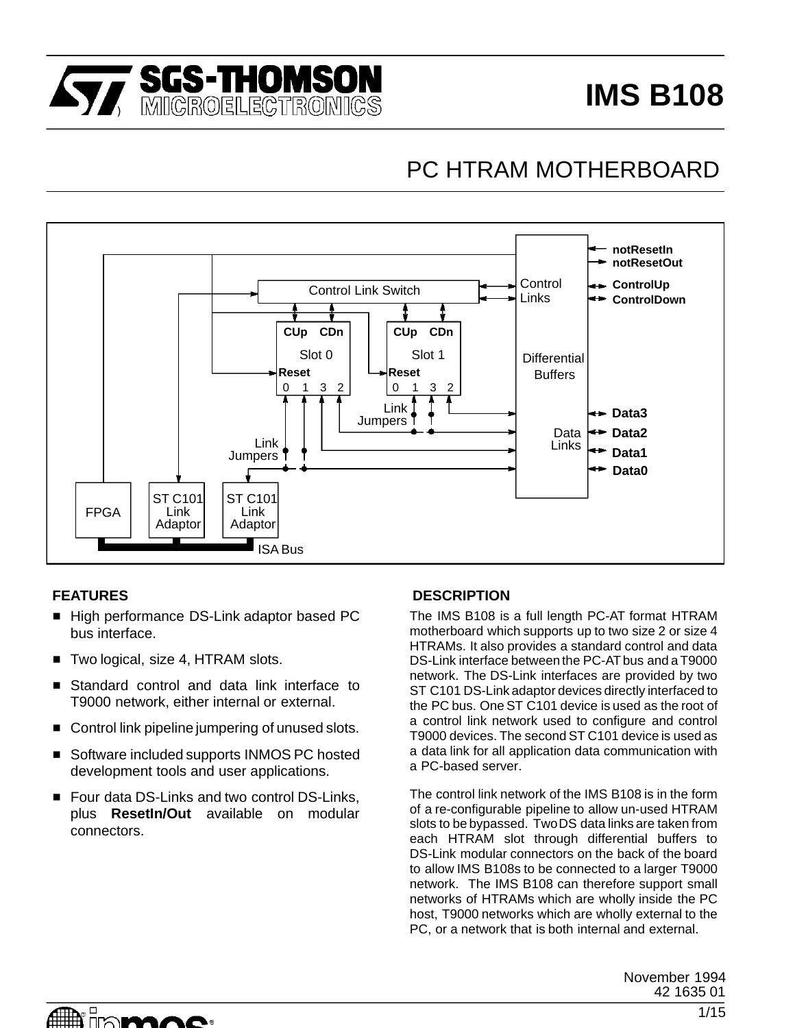# IMS B108

## PC HTRAM MOTHERBOARD

### FEATURES

- High performance DS-Link adaptor based PC bus interface.
- Two logical, size 4, HTRAM slots.
- Standard control and data link interface to T9000 network, either internal or external.
- Control link pipeline jumpering of unused slots.
- Software included supports INMOS PC hosted development tools and user applications.
- Four data DS-Links and two control DS-Links, plus **ResetIn/Out** available on modular connectors.

### DESCRIPTION

The IMS B108 is a full length PC-AT format HTRAM motherboard which supports up to two size 2 or size 4 HTRAMs. It also provides a standard control and data DS-Link interface between the PC-AT bus and a T9000 network. The DS-Link interfaces are provided by two ST C101 DS-Link adaptor devices directly interfaced to the PC bus. One ST C101 device is used as the root of a control link network used to configure and control T9000 devices. The second ST C101 device is used as a data link for all application data communication with a PC-based server.

The control link network of the IMS B108 is in the form of a re-configurable pipeline to allow un-used HTRAM slots to be bypassed. Two DS data links are taken from each HTRAM slot through differential buffers to DS-Link modular connectors on the back of the board to allow IMS B108s to be connected to a larger T9000 network. The IMS B108 can therefore support small networks of HTRAMs which are wholly inside the PC host, T9000 networks which are wholly external to the PC, or a network that is both internal and external.

November 1994
42 1635 01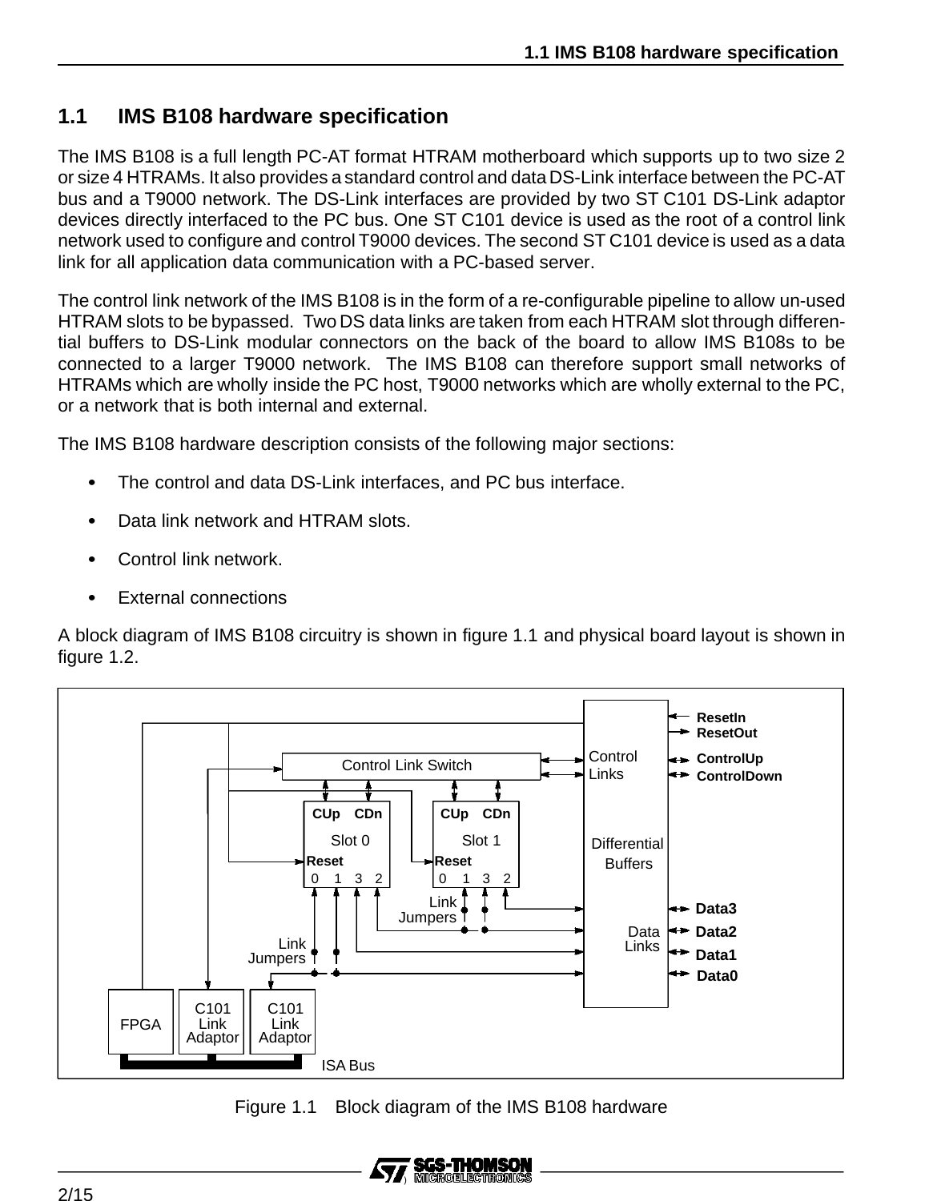## 1.1 IMS B108 hardware specification

The IMS B108 is a full length PC-AT format HTRAM motherboard which supports up to two size 2 or size 4 HTRAMs. It also provides a standard control and data DS-Link interface between the PC-AT bus and a T9000 network. The DS-Link interfaces are provided by two ST C101 DS-Link adaptor devices directly interfaced to the PC bus. One ST C101 device is used as the root of a control link network used to configure and control T9000 devices. The second ST C101 device is used as a data link for all application data communication with a PC-based server.

The control link network of the IMS B108 is in the form of a re-configurable pipeline to allow un-used HTRAM slots to be bypassed. Two DS data links are taken from each HTRAM slot through differential buffers to DS-Link modular connectors on the back of the board to allow IMS B108s to be connected to a larger T9000 network. The IMS B108 can therefore support small networks of HTRAMs which are wholly inside the PC host, T9000 networks which are wholly external to the PC, or a network that is both internal and external.

The IMS B108 hardware description consists of the following major sections:

- The control and data DS-Link interfaces, and PC bus interface.
- Data link network and HTRAM slots.
- Control link network.
- External connections

A block diagram of IMS B108 circuitry is shown in figure 1.1 and physical board layout is shown in figure 1.2.

Figure 1.1 Block diagram of the IMS B108 hardware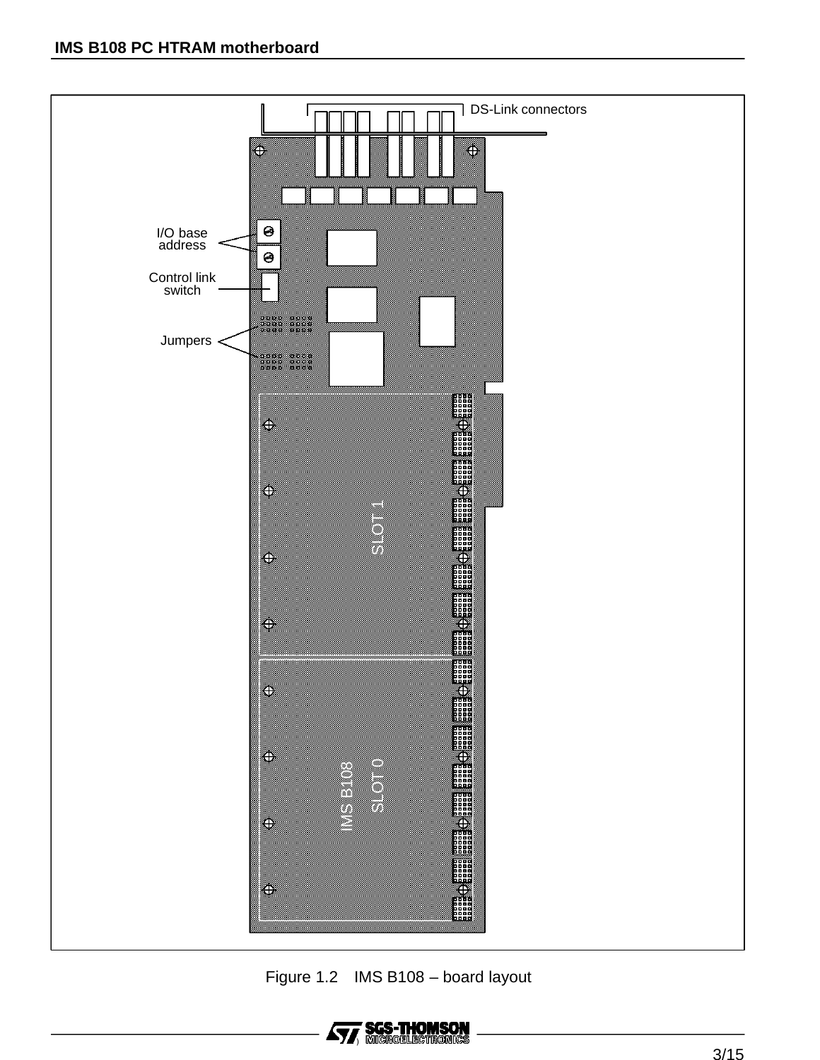DS-Link connectors

I/O base address

Control link switch

Jumpers

SLOT 1

IMS B108

SLOT 0

Figure 1.2 IMS B108 – board layout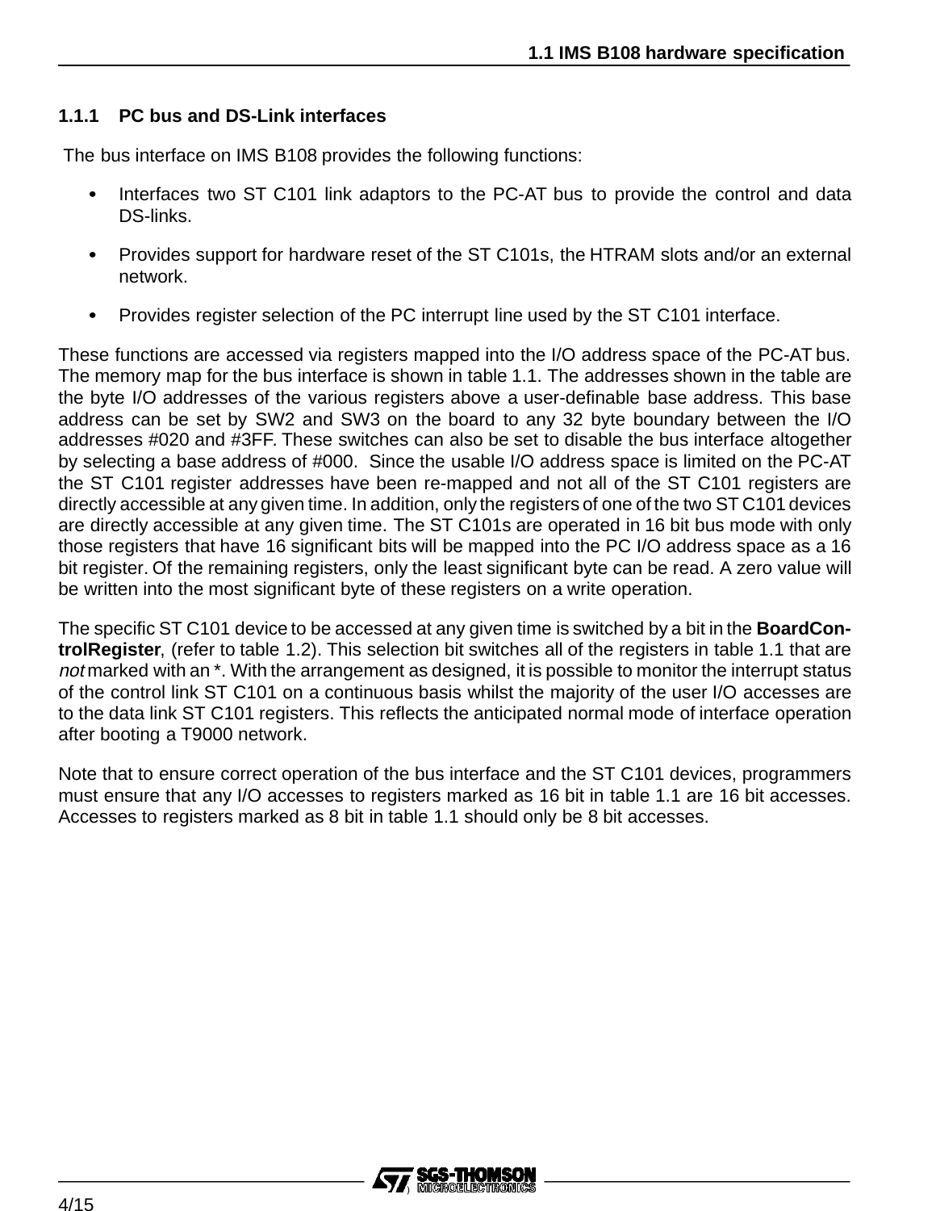### 1.1.1 PC bus and DS-Link interfaces

The bus interface on IMS B108 provides the following functions:

- Interfaces two ST C101 link adaptors to the PC-AT bus to provide the control and data DS-links.
- Provides support for hardware reset of the ST C101s, the HTRAM slots and/or an external network.
- Provides register selection of the PC interrupt line used by the ST C101 interface.

These functions are accessed via registers mapped into the I/O address space of the PC-AT bus. The memory map for the bus interface is shown in table 1.1. The addresses shown in the table are the byte I/O addresses of the various registers above a user-definable base address. This base address can be set by SW2 and SW3 on the board to any 32 byte boundary between the I/O addresses #020 and #3FF. These switches can also be set to disable the bus interface altogether by selecting a base address of #000. Since the usable I/O address space is limited on the PC-AT the ST C101 register addresses have been re-mapped and not all of the ST C101 registers are directly accessible at any given time. In addition, only the registers of one of the two ST C101 devices are directly accessible at any given time. The ST C101s are operated in 16 bit bus mode with only those registers that have 16 significant bits will be mapped into the PC I/O address space as a 16 bit register. Of the remaining registers, only the least significant byte can be read. A zero value will be written into the most significant byte of these registers on a write operation.

The specific ST C101 device to be accessed at any given time is switched by a bit in the **BoardControlRegister**, (refer to table 1.2). This selection bit switches all of the registers in table 1.1 that are *not* marked with an *. With the arrangement as designed, it is possible to monitor the interrupt status of the control link ST C101 on a continuous basis whilst the majority of the user I/O accesses are to the data link ST C101 registers. This reflects the anticipated normal mode of interface operation after booting a T9000 network.

Note that to ensure correct operation of the bus interface and the ST C101 devices, programmers must ensure that any I/O accesses to registers marked as 16 bit in table 1.1 are 16 bit accesses. Accesses to registers marked as 8 bit in table 1.1 should only be 8 bit accesses.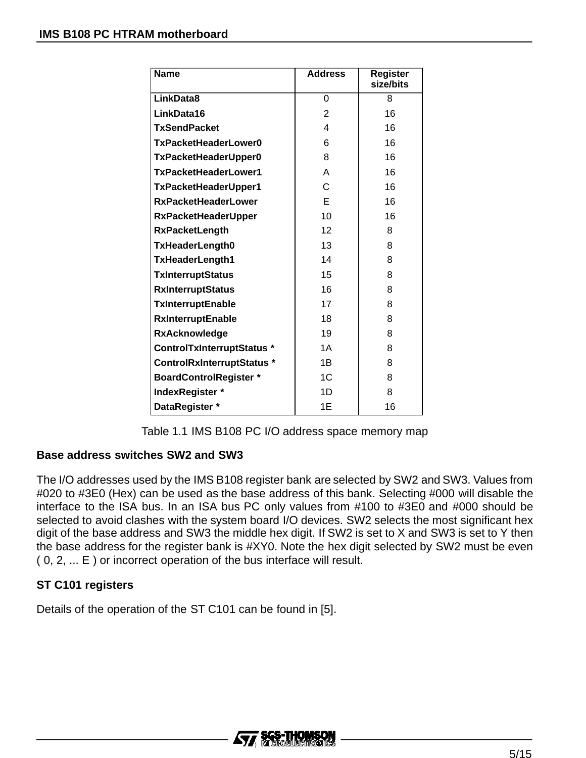| Name | Address | Register size/bits |
|---|---|---|
| LinkData8 | 0 | 8 |
| LinkData16 | 2 | 16 |
| TxSendPacket | 4 | 16 |
| TxPacketHeaderLower0 | 6 | 16 |
| TxPacketHeaderUpper0 | 8 | 16 |
| TxPacketHeaderLower1 | A | 16 |
| TxPacketHeaderUpper1 | C | 16 |
| RxPacketHeaderLower | E | 16 |
| RxPacketHeaderUpper | 10 | 16 |
| RxPacketLength | 12 | 8 |
| TxHeaderLength0 | 13 | 8 |
| TxHeaderLength1 | 14 | 8 |
| TxInterruptStatus | 15 | 8 |
| RxInterruptStatus | 16 | 8 |
| TxInterruptEnable | 17 | 8 |
| RxInterruptEnable | 18 | 8 |
| RxAcknowledge | 19 | 8 |
| ControlTxInterruptStatus * | 1A | 8 |
| ControlRxInterruptStatus * | 1B | 8 |
| BoardControlRegister * | 1C | 8 |
| IndexRegister * | 1D | 8 |
| DataRegister * | 1E | 16 |

Table 1.1 IMS B108 PC I/O address space memory map

### Base address switches SW2 and SW3

The I/O addresses used by the IMS B108 register bank are selected by SW2 and SW3. Values from #020 to #3E0 (Hex) can be used as the base address of this bank. Selecting #000 will disable the interface to the ISA bus. In an ISA bus PC only values from #100 to #3E0 and #000 should be selected to avoid clashes with the system board I/O devices. SW2 selects the most significant hex digit of the base address and SW3 the middle hex digit. If SW2 is set to X and SW3 is set to Y then the base address for the register bank is #XY0. Note the hex digit selected by SW2 must be even ( 0, 2, ... E ) or incorrect operation of the bus interface will result.

### ST C101 registers

Details of the operation of the ST C101 can be found in [5].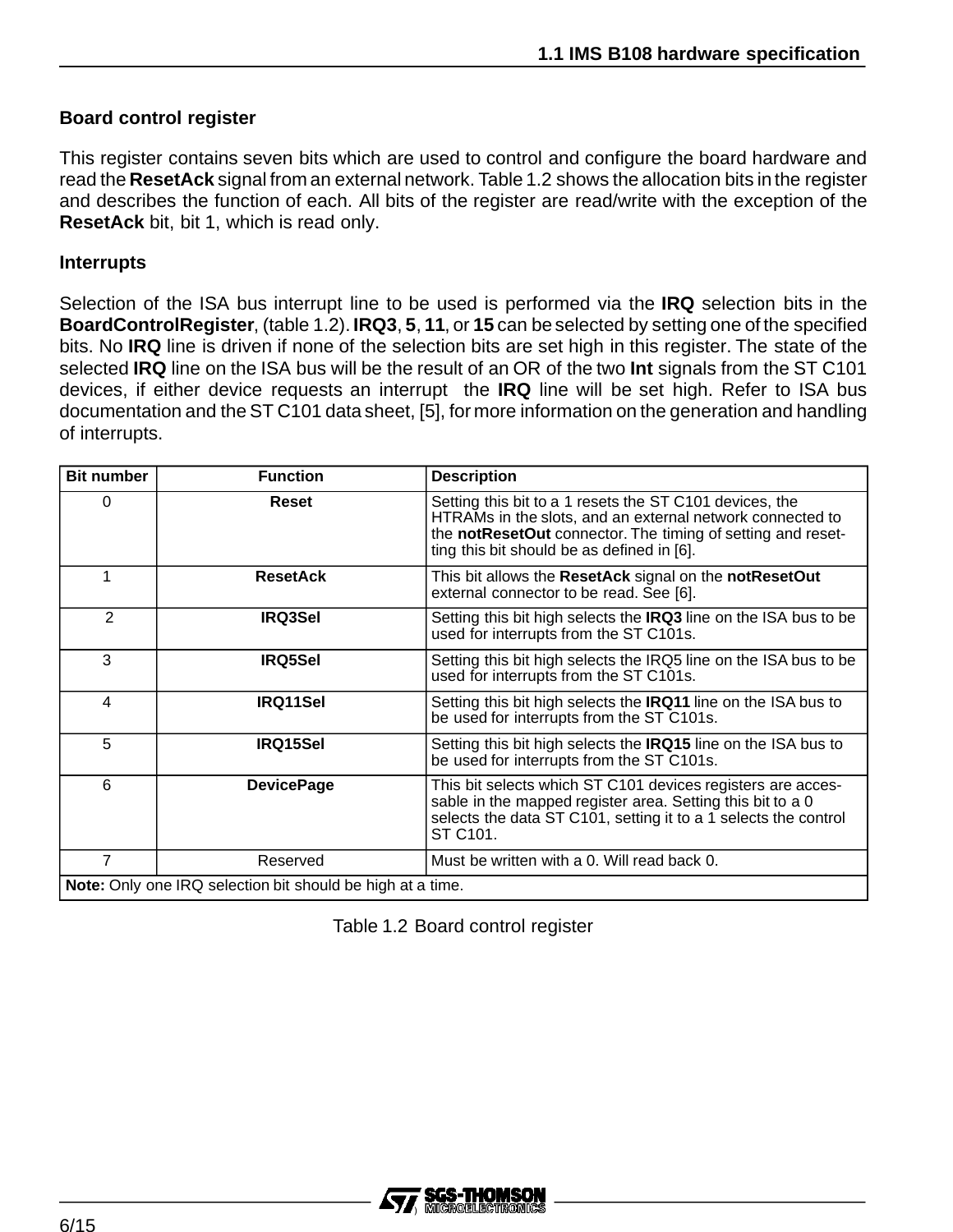### Board control register

This register contains seven bits which are used to control and configure the board hardware and read the **ResetAck** signal from an external network. Table 1.2 shows the allocation bits in the register and describes the function of each. All bits of the register are read/write with the exception of the **ResetAck** bit, bit 1, which is read only.

### Interrupts

Selection of the ISA bus interrupt line to be used is performed via the **IRQ** selection bits in the **BoardControlRegister**, (table 1.2). **IRQ3**, **5**, **11**, or **15** can be selected by setting one of the specified bits. No **IRQ** line is driven if none of the selection bits are set high in this register. The state of the selected **IRQ** line on the ISA bus will be the result of an OR of the two **Int** signals from the ST C101 devices, if either device requests an interrupt  the **IRQ** line will be set high. Refer to ISA bus documentation and the ST C101 data sheet, [5], for more information on the generation and handling of interrupts.

| Bit number | Function | Description |
|---|---|---|
| 0 | **Reset** | Setting this bit to a 1 resets the ST C101 devices, the HTRAMs in the slots, and an external network connected to the **notResetOut** connector. The timing of setting and resetting this bit should be as defined in [6]. |
| 1 | **ResetAck** | This bit allows the **ResetAck** signal on the **notResetOut** external connector to be read. See [6]. |
| 2 | **IRQ3Sel** | Setting this bit high selects the **IRQ3** line on the ISA bus to be used for interrupts from the ST C101s. |
| 3 | **IRQ5Sel** | Setting this bit high selects the IRQ5 line on the ISA bus to be used for interrupts from the ST C101s. |
| 4 | **IRQ11Sel** | Setting this bit high selects the **IRQ11** line on the ISA bus to be used for interrupts from the ST C101s. |
| 5 | **IRQ15Sel** | Setting this bit high selects the **IRQ15** line on the ISA bus to be used for interrupts from the ST C101s. |
| 6 | **DevicePage** | This bit selects which ST C101 devices registers are accessable in the mapped register area. Setting this bit to a 0 selects the data ST C101, setting it to a 1 selects the control ST C101. |
| 7 | Reserved | Must be written with a 0. Will read back 0. |
| **Note:** Only one IRQ selection bit should be high at a time. | | |

Table 1.2 Board control register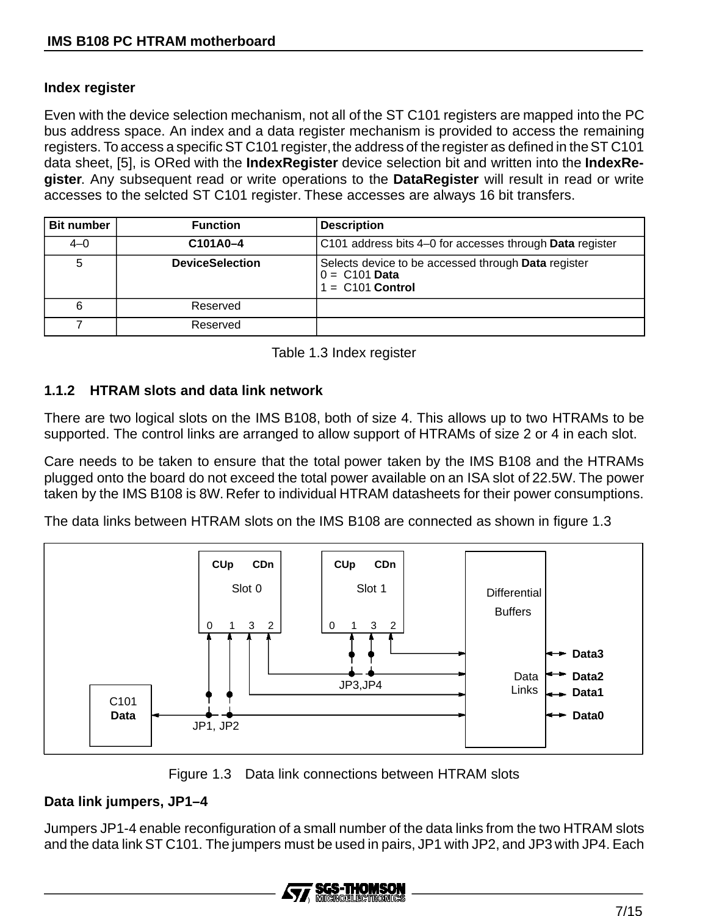**Index register**

Even with the device selection mechanism, not all of the ST C101 registers are mapped into the PC bus address space. An index and a data register mechanism is provided to access the remaining registers. To access a specific ST C101 register, the address of the register as defined in the ST C101 data sheet, [5], is ORed with the **IndexRegister** device selection bit and written into the **IndexRegister**. Any subsequent read or write operations to the **DataRegister** will result in read or write accesses to the selcted ST C101 register. These accesses are always 16 bit transfers.

| Bit number | Function | Description |
| --- | --- | --- |
| 4–0 | **C101A0–4** | C101 address bits 4–0 for accesses through **Data** register |
| 5 | **DeviceSelection** | Selects device to be accessed through **Data** register<br>0 = C101 **Data**<br>1 = C101 **Control** |
| 6 | Reserved | |
| 7 | Reserved | |

Table 1.3 Index register

### 1.1.2 HTRAM slots and data link network

There are two logical slots on the IMS B108, both of size 4. This allows up to two HTRAMs to be supported. The control links are arranged to allow support of HTRAMs of size 2 or 4 in each slot.

Care needs to be taken to ensure that the total power taken by the IMS B108 and the HTRAMs plugged onto the board do not exceed the total power available on an ISA slot of 22.5W. The power taken by the IMS B108 is 8W. Refer to individual HTRAM datasheets for their power consumptions.

The data links between HTRAM slots on the IMS B108 are connected as shown in figure 1.3

Figure 1.3 Data link connections between HTRAM slots

**Data link jumpers, JP1–4**

Jumpers JP1-4 enable reconfiguration of a small number of the data links from the two HTRAM slots and the data link ST C101. The jumpers must be used in pairs, JP1 with JP2, and JP3 with JP4. Each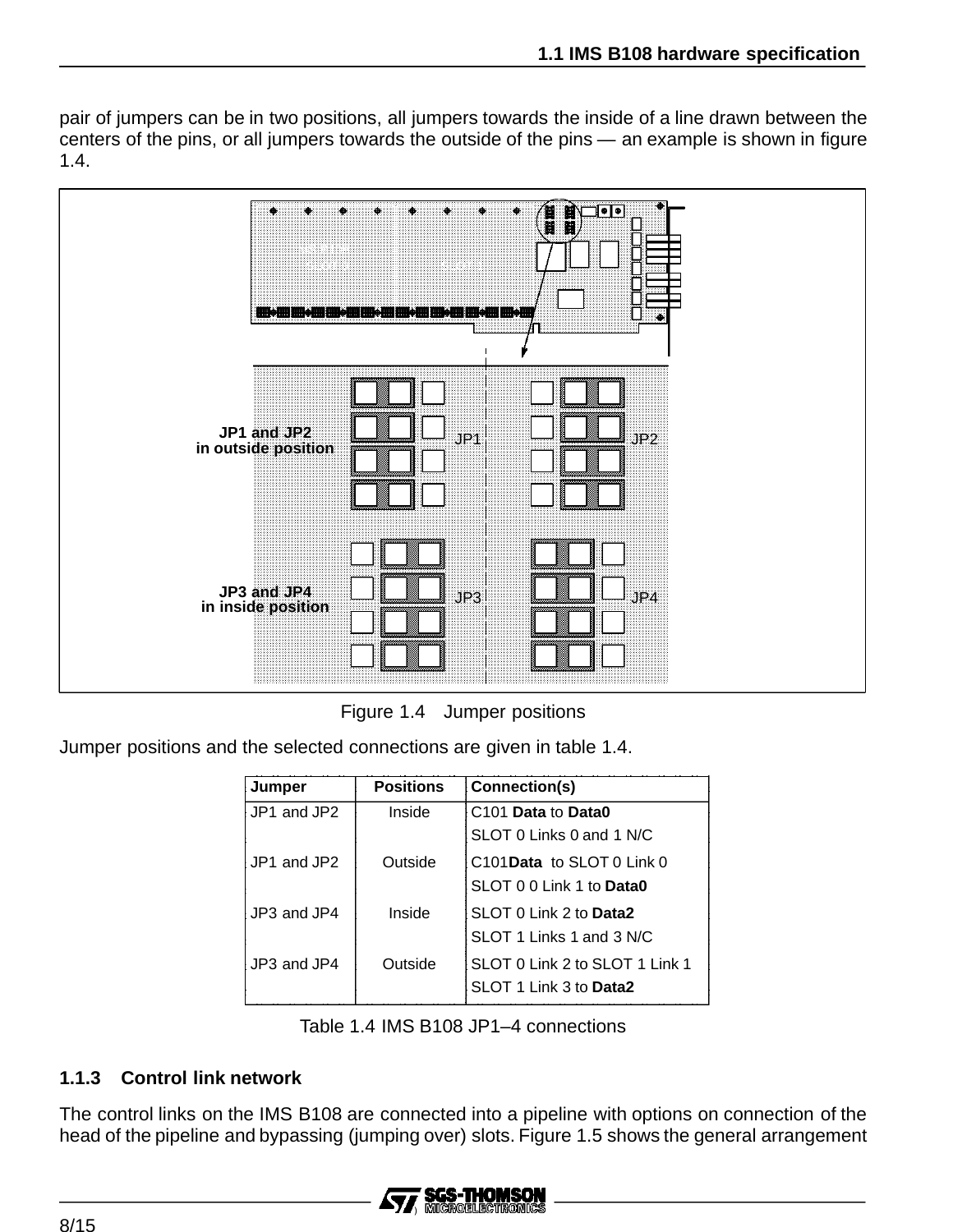pair of jumpers can be in two positions, all jumpers towards the inside of a line drawn between the centers of the pins, or all jumpers towards the outside of the pins — an example is shown in figure 1.4.

Figure 1.4 Jumper positions

Jumper positions and the selected connections are given in table 1.4.

| Jumper | Positions | Connection(s) |
|---|---|---|
| JP1 and JP2 | Inside | C101 **Data** to **Data0**<br>SLOT 0 Links 0 and 1 N/C |
| JP1 and JP2 | Outside | C101**Data** to SLOT 0 Link 0<br>SLOT 0 0 Link 1 to **Data0** |
| JP3 and JP4 | Inside | SLOT 0 Link 2 to **Data2**<br>SLOT 1 Links 1 and 3 N/C |
| JP3 and JP4 | Outside | SLOT 0 Link 2 to SLOT 1 Link 1<br>SLOT 1 Link 3 to **Data2** |

Table 1.4 IMS B108 JP1–4 connections

### 1.1.3 Control link network

The control links on the IMS B108 are connected into a pipeline with options on connection of the head of the pipeline and bypassing (jumping over) slots. Figure 1.5 shows the general arrangement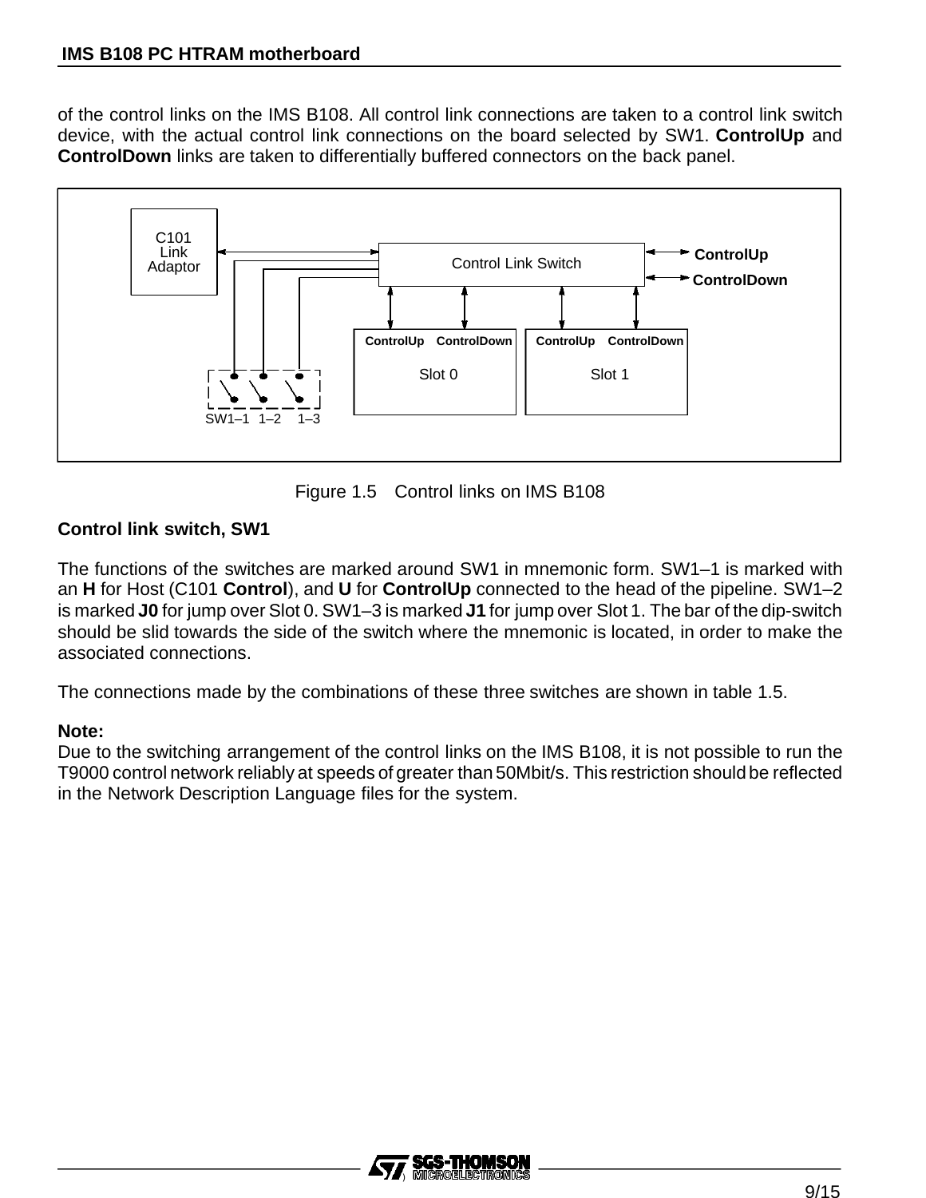of the control links on the IMS B108. All control link connections are taken to a control link switch device, with the actual control link connections on the board selected by SW1. **ControlUp** and **ControlDown** links are taken to differentially buffered connectors on the back panel.

Figure 1.5 Control links on IMS B108

### Control link switch, SW1

The functions of the switches are marked around SW1 in mnemonic form. SW1–1 is marked with an **H** for Host (C101 **Control**), and **U** for **ControlUp** connected to the head of the pipeline. SW1–2 is marked **J0** for jump over Slot 0. SW1–3 is marked **J1** for jump over Slot 1. The bar of the dip-switch should be slid towards the side of the switch where the mnemonic is located, in order to make the associated connections.

The connections made by the combinations of these three switches are shown in table 1.5.

**Note:**
Due to the switching arrangement of the control links on the IMS B108, it is not possible to run the T9000 control network reliably at speeds of greater than 50Mbit/s. This restriction should be reflected in the Network Description Language files for the system.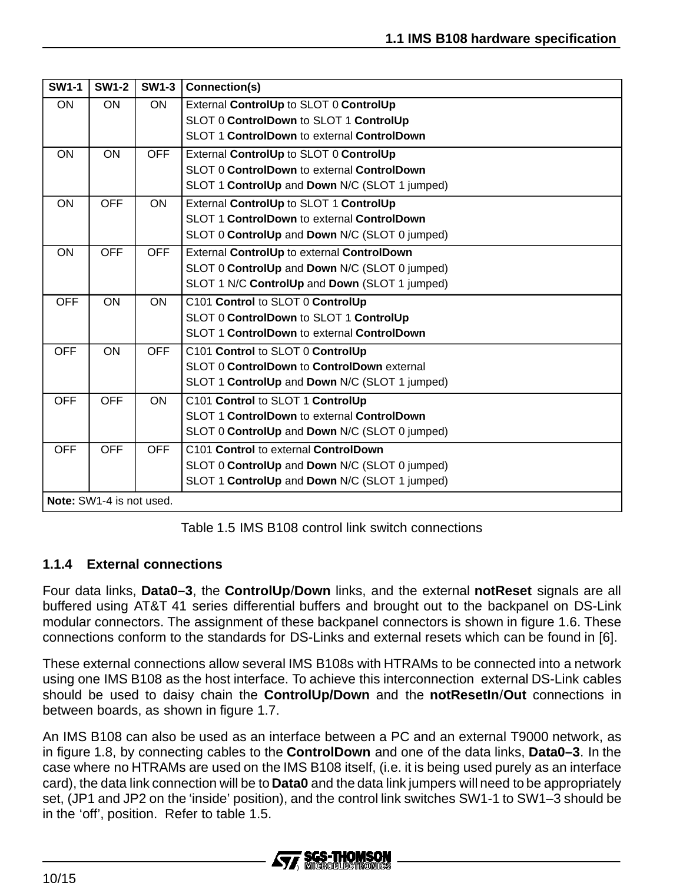| SW1-1 | SW1-2 | SW1-3 | Connection(s) |
|---|---|---|---|
| ON | ON | ON | External **ControlUp** to SLOT 0 **ControlUp**<br>SLOT 0 **ControlDown** to SLOT 1 **ControlUp**<br>SLOT 1 **ControlDown** to external **ControlDown** |
| ON | ON | OFF | External **ControlUp** to SLOT 0 **ControlUp**<br>SLOT 0 **ControlDown** to external **ControlDown**<br>SLOT 1 **ControlUp** and **Down** N/C (SLOT 1 jumped) |
| ON | OFF | ON | External **ControlUp** to SLOT 1 **ControlUp**<br>SLOT 1 **ControlDown** to external **ControlDown**<br>SLOT 0 **ControlUp** and **Down** N/C (SLOT 0 jumped) |
| ON | OFF | OFF | External **ControlUp** to external **ControlDown**<br>SLOT 0 **ControlUp** and **Down** N/C (SLOT 0 jumped)<br>SLOT 1 N/C **ControlUp** and **Down** (SLOT 1 jumped) |
| OFF | ON | ON | C101 **Control** to SLOT 0 **ControlUp**<br>SLOT 0 **ControlDown** to SLOT 1 **ControlUp**<br>SLOT 1 **ControlDown** to external **ControlDown** |
| OFF | ON | OFF | C101 **Control** to SLOT 0 **ControlUp**<br>SLOT 0 **ControlDown** to **ControlDown** external<br>SLOT 1 **ControlUp** and **Down** N/C (SLOT 1 jumped) |
| OFF | OFF | ON | C101 **Control** to SLOT 1 **ControlUp**<br>SLOT 1 **ControlDown** to external **ControlDown**<br>SLOT 0 **ControlUp** and **Down** N/C (SLOT 0 jumped) |
| OFF | OFF | OFF | C101 **Control** to external **ControlDown**<br>SLOT 0 **ControlUp** and **Down** N/C (SLOT 0 jumped)<br>SLOT 1 **ControlUp** and **Down** N/C (SLOT 1 jumped) |
| **Note:** SW1-4 is not used. | | | |

Table 1.5 IMS B108 control link switch connections

### 1.1.4 External connections

Four data links, **Data0–3**, the **ControlUp**/**Down** links, and the external **notReset** signals are all buffered using AT&T 41 series differential buffers and brought out to the backpanel on DS-Link modular connectors. The assignment of these backpanel connectors is shown in figure 1.6. These connections conform to the standards for DS-Links and external resets which can be found in [6].

These external connections allow several IMS B108s with HTRAMs to be connected into a network using one IMS B108 as the host interface. To achieve this interconnection external DS-Link cables should be used to daisy chain the **ControlUp/Down** and the **notResetIn**/**Out** connections in between boards, as shown in figure 1.7.

An IMS B108 can also be used as an interface between a PC and an external T9000 network, as in figure 1.8, by connecting cables to the **ControlDown** and one of the data links, **Data0–3**. In the case where no HTRAMs are used on the IMS B108 itself, (i.e. it is being used purely as an interface card), the data link connection will be to **Data0** and the data link jumpers will need to be appropriately set, (JP1 and JP2 on the 'inside' position), and the control link switches SW1-1 to SW1–3 should be in the 'off', position. Refer to table 1.5.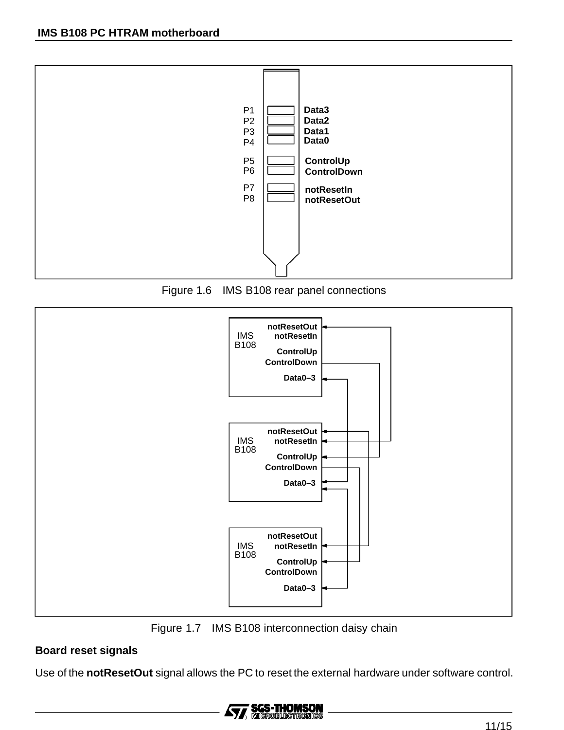P1 Data3
P2 Data2
P3 Data1
P4 Data0
P5 ControlUp
P6 ControlDown
P7 notResetIn
P8 notResetOut

Figure 1.6 IMS B108 rear panel connections

Figure 1.7 IMS B108 interconnection daisy chain

### Board reset signals

Use of the **notResetOut** signal allows the PC to reset the external hardware under software control.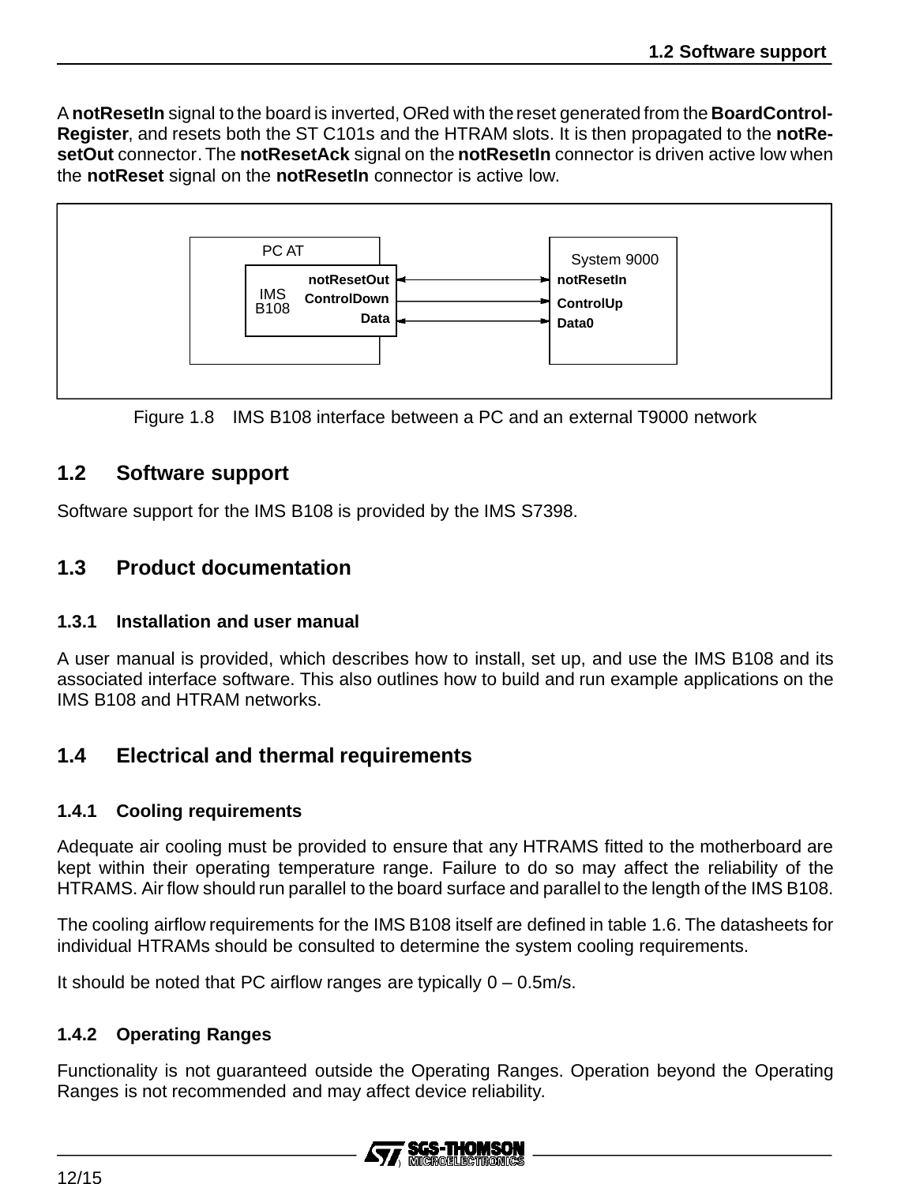A **notResetIn** signal to the board is inverted, ORed with the reset generated from the **BoardControl-Register**, and resets both the ST C101s and the HTRAM slots. It is then propagated to the **notRe-setOut** connector. The **notResetAck** signal on the **notResetIn** connector is driven active low when the **notReset** signal on the **notResetIn** connector is active low.

Figure 1.8 IMS B108 interface between a PC and an external T9000 network

## 1.2 Software support

Software support for the IMS B108 is provided by the IMS S7398.

## 1.3 Product documentation

### 1.3.1 Installation and user manual

A user manual is provided, which describes how to install, set up, and use the IMS B108 and its associated interface software. This also outlines how to build and run example applications on the IMS B108 and HTRAM networks.

## 1.4 Electrical and thermal requirements

### 1.4.1 Cooling requirements

Adequate air cooling must be provided to ensure that any HTRAMS fitted to the motherboard are kept within their operating temperature range. Failure to do so may affect the reliability of the HTRAMS. Air flow should run parallel to the board surface and parallel to the length of the IMS B108.

The cooling airflow requirements for the IMS B108 itself are defined in table 1.6. The datasheets for individual HTRAMs should be consulted to determine the system cooling requirements.

It should be noted that PC airflow ranges are typically 0 – 0.5m/s.

### 1.4.2 Operating Ranges

Functionality is not guaranteed outside the Operating Ranges. Operation beyond the Operating Ranges is not recommended and may affect device reliability.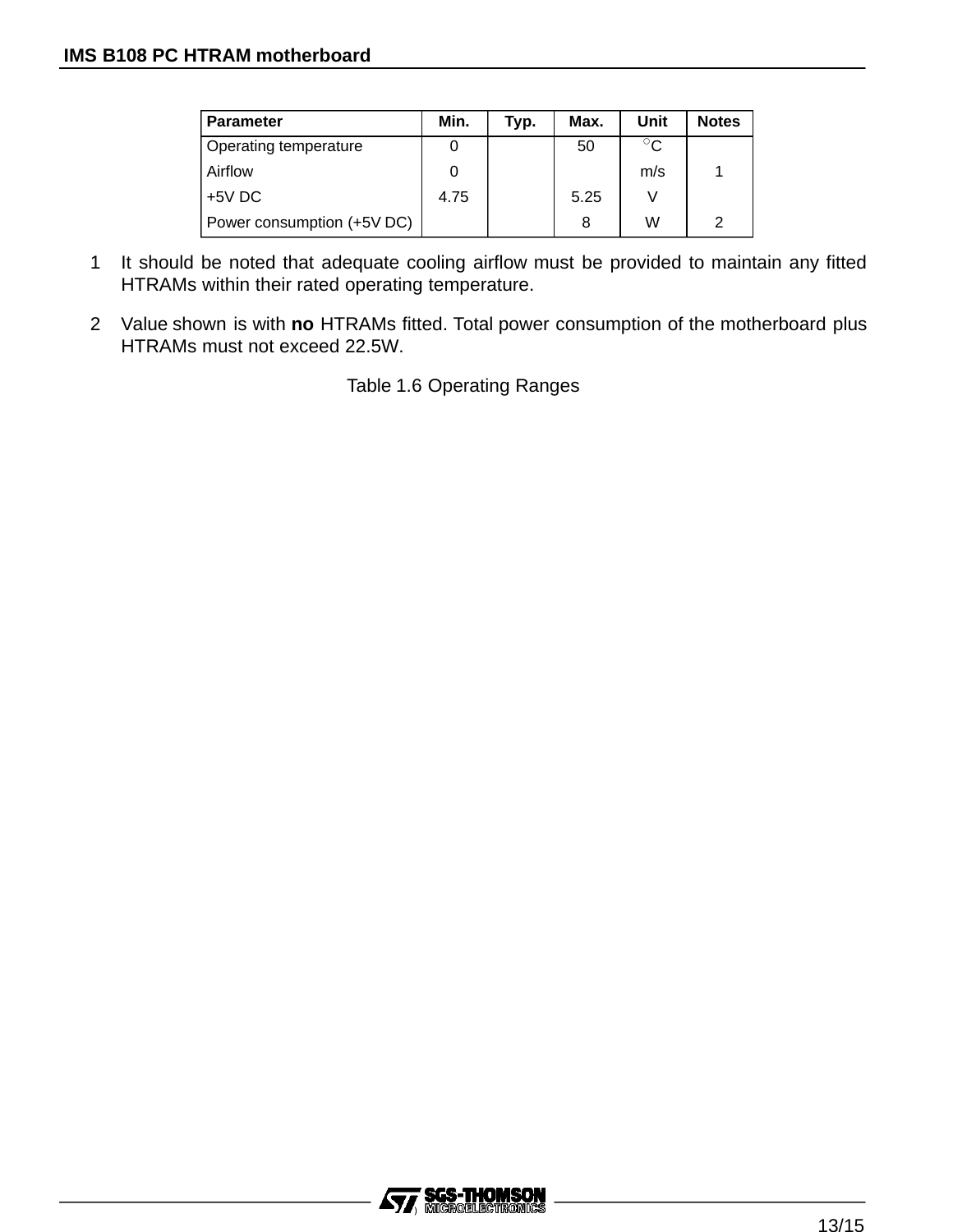| Parameter | Min. | Typ. | Max. | Unit | Notes |
|---|---|---|---|---|---|
| Operating temperature | 0 | | 50 | °C | |
| Airflow | 0 | | | m/s | 1 |
| +5V DC | 4.75 | | 5.25 | V | |
| Power consumption (+5V DC) | | | 8 | W | 2 |

1 It should be noted that adequate cooling airflow must be provided to maintain any fitted HTRAMs within their rated operating temperature.

2 Value shown is with **no** HTRAMs fitted. Total power consumption of the motherboard plus HTRAMs must not exceed 22.5W.

Table 1.6 Operating Ranges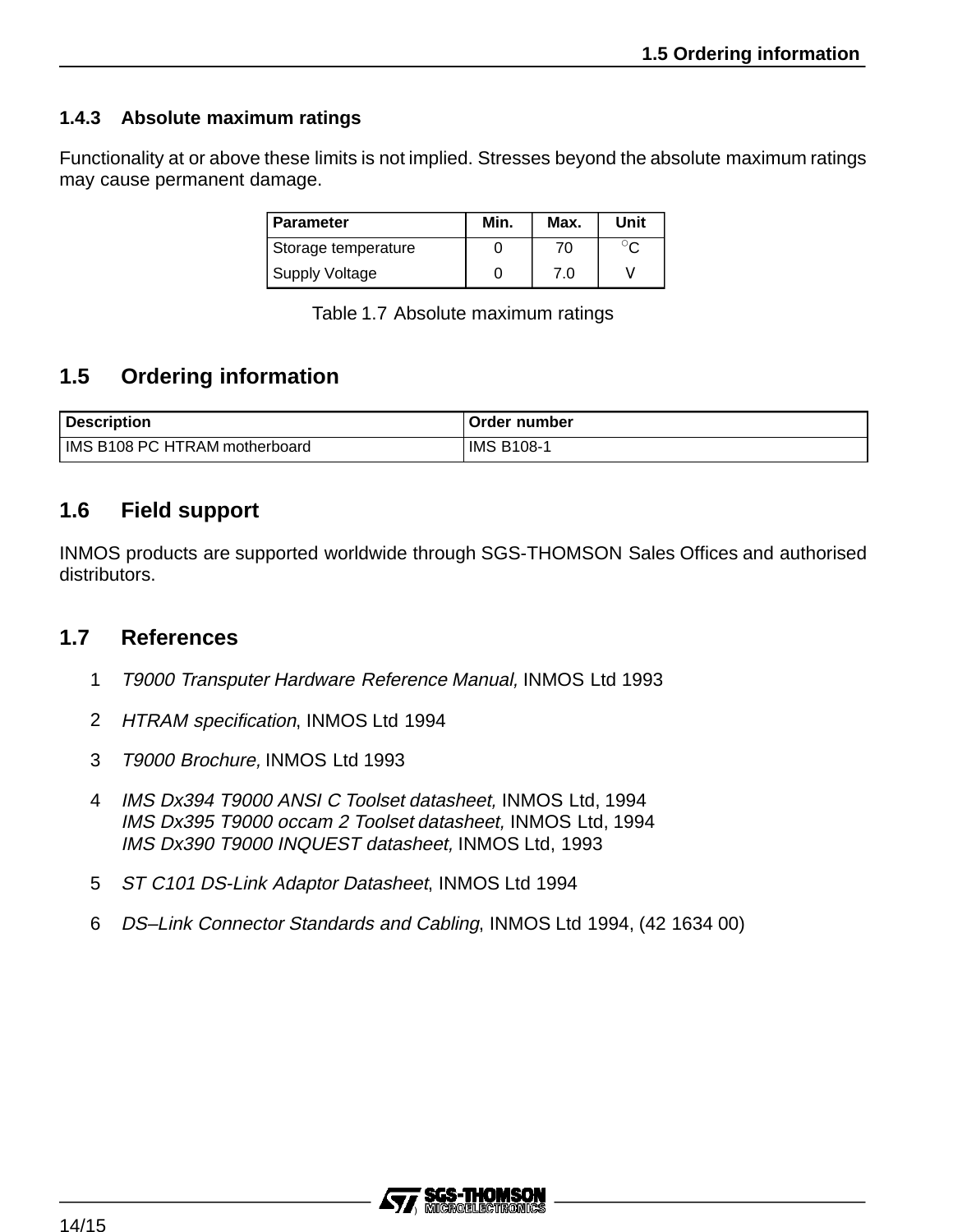### 1.4.3 Absolute maximum ratings

Functionality at or above these limits is not implied. Stresses beyond the absolute maximum ratings may cause permanent damage.

| Parameter | Min. | Max. | Unit |
|---|---|---|---|
| Storage temperature | 0 | 70 | °C |
| Supply Voltage | 0 | 7.0 | V |

Table 1.7 Absolute maximum ratings

## 1.5 Ordering information

| Description | Order number |
|---|---|
| IMS B108 PC HTRAM motherboard | IMS B108-1 |

## 1.6 Field support

INMOS products are supported worldwide through SGS-THOMSON Sales Offices and authorised distributors.

## 1.7 References

1. *T9000 Transputer Hardware Reference Manual,* INMOS Ltd 1993
2. *HTRAM specification*, INMOS Ltd 1994
3. *T9000 Brochure,* INMOS Ltd 1993
4. *IMS Dx394 T9000 ANSI C Toolset datasheet,* INMOS Ltd, 1994
   *IMS Dx395 T9000 occam 2 Toolset datasheet,* INMOS Ltd, 1994
   *IMS Dx390 T9000 INQUEST datasheet,* INMOS Ltd, 1993
5. *ST C101 DS-Link Adaptor Datasheet*, INMOS Ltd 1994
6. *DS–Link Connector Standards and Cabling*, INMOS Ltd 1994, (42 1634 00)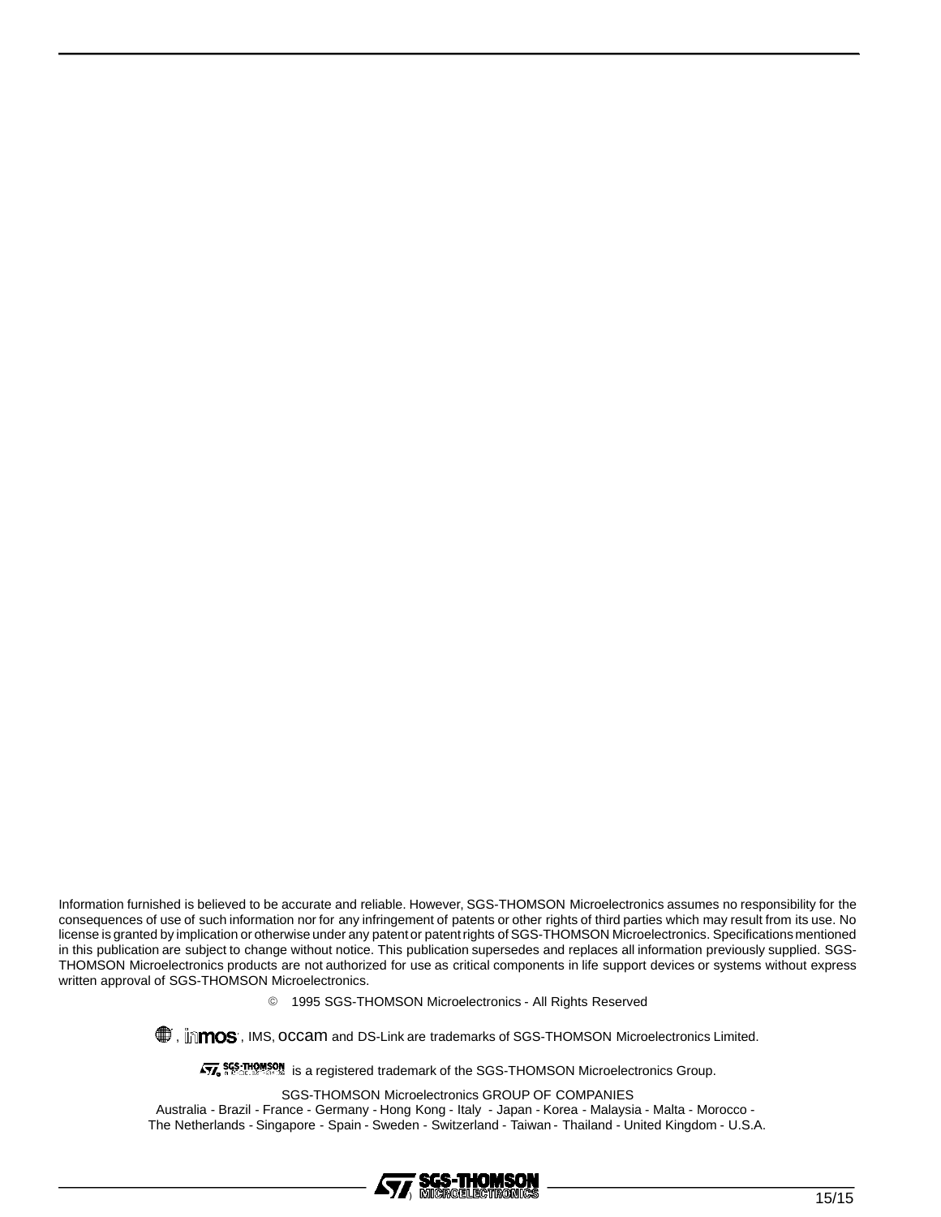Information furnished is believed to be accurate and reliable. However, SGS-THOMSON Microelectronics assumes no responsibility for the consequences of use of such information nor for any infringement of patents or other rights of third parties which may result from its use. No license is granted by implication or otherwise under any patent or patent rights of SGS-THOMSON Microelectronics. Specifications mentioned in this publication are subject to change without notice. This publication supersedes and replaces all information previously supplied. SGS-THOMSON Microelectronics products are not authorized for use as critical components in life support devices or systems without express written approval of SGS-THOMSON Microelectronics.

© 1995 SGS-THOMSON Microelectronics - All Rights Reserved

, inmos, IMS, occam and DS-Link are trademarks of SGS-THOMSON Microelectronics Limited.

SGS-THOMSON is a registered trademark of the SGS-THOMSON Microelectronics Group.

SGS-THOMSON Microelectronics GROUP OF COMPANIES
Australia - Brazil - France - Germany - Hong Kong - Italy - Japan - Korea - Malaysia - Malta - Morocco -
The Netherlands - Singapore - Spain - Sweden - Switzerland - Taiwan - Thailand - United Kingdom - U.S.A.